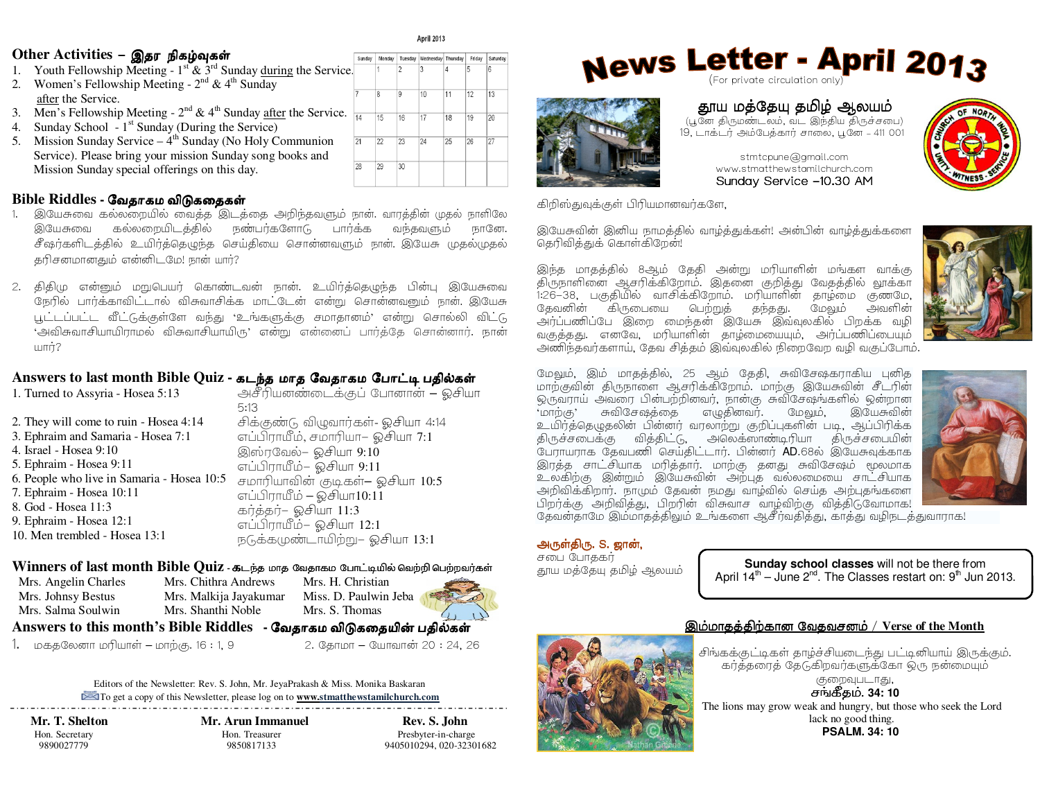# News Letter - April 2013

(For private circulation only)

## தூய மத்தேயு தமிழ் ஆலயம்

(பூனே திருமண்டலம், வட இந்திய திருச்சபை)
19, டாக்டர் அம்பேத்கார் சாலை, பூனே – 411 001

stmtcpune@gmail.com
www.stmatthewstamilchurch.com
Sunday Service –10.30 AM

கிறிஸ்துவுக்குள் பிரியமானவர்களே,

இயேசுவின் இனிய நாமத்தில் வாழ்த்துக்கள்! அன்பின் வாழ்த்துக்களை தெரிவித்துக் கொள்கிறேன்!

இந்த மாதத்தில் 8ஆம் தேதி அன்று மரியாளின் மங்கள வாக்கு திருநாளினை ஆசரிக்கிறோம். இதனை குறித்து வேதத்தில் லூக்கா 1:26–38, பகுதியில் வாசிக்கிறோம். மரியாளின் தாழ்மை குணமே, தேவனின் கிருபையை பெற்றுத் தந்தது. மேலும் அவளின் அர்ப்பணிப்பே இறை மைந்தன் இயேசு இவ்வுலகில் பிறக்க வழி வகுத்தது. எனவே, மரியாளின் தாழ்மையையும், அர்ப்பணிப்பையும் அணிந்தவர்களாய், தேவ சித்தம் இவ்வுலகில் நிறைவேற வழி வகுப்போம்.

மேலும், இம் மாதத்தில், 25 ஆம் தேதி, சுவிசேஷகராகிய புனித மாற்குவின் திருநாளை ஆசரிக்கிறோம். மாற்கு இயேசுவின் சீடரின் ஒருவராய் அவரை பின்பற்றினவர், நான்கு சுவிசேஷங்களில் ஒன்றான 'மாற்கு' சுவிசேஷத்தை எழுதினவர். மேலும், இயேசுவின் உயிர்த்தெழுதலின் பின்னர் வரலாற்று குறிப்புகளின் படி, ஆப்பிரிக்க திருச்சபைக்கு வித்திட்டு, அலெக்ஸாண்டிரியா திருச்சபையின் பேராயராக தேவபணி செய்திட்டார். பின்னர் AD.68ல் இயேசுவுக்காக இரத்த சாட்சியாக மரித்தார். மாற்கு தனது சுவிசேஷம் மூலமாக உலகிற்கு இன்றும் இயேசுவின் அற்புத வல்லமையை சாட்சியாக அறிவிக்கிறார். நாமும் தேவன் நமது வாழ்வில் செய்த அற்புதங்களை பிறர்க்கு அறிவித்து, பிறரின் விசுவாச வாழ்விற்கு வித்திடுவோமாக! தேவன்தாமே இம்மாதத்திலும் உங்களை ஆசீர்வதித்து, காத்து வழிநடத்துவாராக!

**அருள்திரு. S. ஜான்,**
சபை போதகர்
தூய மத்தேயு தமிழ் ஆலயம்

**Sunday school classes** will not be there from April 14th – June 2nd. The Classes restart on: 9th Jun 2013.

## இம்மாதத்திற்கான வேதவசனம் / Verse of the Month

சிங்கக்குட்டிகள் தாழ்ச்சியடைந்து பட்டினியாய் இருக்கும். கர்த்தரைத் தேடுகிறவர்களுக்கோ ஒரு நன்மையும் குறைவுபடாது,
**சங்கீதம். 34: 10**

The lions may grow weak and hungry, but those who seek the Lord lack no good thing.
**PSALM. 34: 10**

## Other Activities – இதர நிகழ்வுகள்

1. Youth Fellowship Meeting - 1st & 3rd Sunday during the Service.
2. Women's Fellowship Meeting - 2nd & 4th Sunday after the Service.
3. Men's Fellowship Meeting - 2nd & 4th Sunday after the Service.
4. Sunday School - 1st Sunday (During the Service)
5. Mission Sunday Service – 4th Sunday (No Holy Communion Service). Please bring your mission Sunday song books and Mission Sunday special offerings on this day.

April 2013

| Sunday | Monday | Tuesday | Wednesday | Thursday | Friday | Saturday |
|---|---|---|---|---|---|---|
| | 1 | 2 | 3 | 4 | 5 | 6 |
| 7 | 8 | 9 | 10 | 11 | 12 | 13 |
| 14 | 15 | 16 | 17 | 18 | 19 | 20 |
| 21 | 22 | 23 | 24 | 25 | 26 | 27 |
| 28 | 29 | 30 | | | | |

## Bible Riddles - வேதாகம விடுகதைகள்

1. இயேசுவை கல்லறையில் வைத்த இடத்தை அறிந்தவளும் நான். வாரத்தின் முதல் நாளிலே இயேசுவை கல்லறையிடத்தில் நண்பர்களோடு பார்க்க வந்தவளும் நானே. சீஷர்களிடத்தில் உயிர்த்தெழுந்த செய்தியை சொன்னவளும் நான். இயேசு முதல்முதல் தரிசனமானதும் என்னிடமே! நான் யார்?

2. திதிமு என்னும் மறுபெயர் கொண்டவன் நான். உயிர்த்தெழுந்த பின்பு இயேசுவை நேரில் பார்க்காவிட்டால் விசுவாசிக்க மாட்டேன் என்று சொன்னவனும் நான். இயேசு பூட்டப்பட்ட வீட்டுக்குள்ளே வந்து 'உங்களுக்கு சமாதானம்' என்று சொல்லி விட்டு 'அவிசுவாசியாயிராமல் விசுவாசியாயிரு' என்று என்னைப் பார்த்தே சொன்னார். நான் யார்?

## Answers to last month Bible Quiz - கடந்த மாத வேதாகம போட்டி பதில்கள்

| English | Tamil |
|---|---|
| 1. Turned to Assyria - Hosea 5:13 | அசீரியனண்டைக்குப் போனான் – ஓசியா 5:13 |
| 2. They will come to ruin - Hosea 4:14 | சிக்குண்டு விழுவார்கள்- ஓசியா 4:14 |
| 3. Ephraim and Samaria - Hosea 7:1 | எப்பிராயீம், சமாரியா– ஓசியா 7:1 |
| 4. Israel - Hosea 9:10 | இஸ்ரவேல்– ஓசியா 9:10 |
| 5. Ephraim - Hosea 9:11 | எப்பிராயீம்– ஓசியா 9:11 |
| 6. People who live in Samaria - Hosea 10:5 | சமாரியாவின் குடிகள்– ஓசியா 10:5 |
| 7. Ephraim - Hosea 10:11 | எப்பிராயீம் – ஓசியா10:11 |
| 8. God - Hosea 11:3 | கர்த்தர்– ஓசியா 11:3 |
| 9. Ephraim - Hosea 12:1 | எப்பிராயீம்– ஓசியா 12:1 |
| 10. Men trembled - Hosea 13:1 | நடுக்கமுண்டாயிற்று– ஓசியா 13:1 |

## Winners of last month Bible Quiz - கடந்த மாத வேதாகம போட்டியில் வெற்றி பெற்றவர்கள்

| | | |
|---|---|---|
| Mrs. Angelin Charles | Mrs. Chithra Andrews | Mrs. H. Christian |
| Mrs. Johnsy Bestus | Mrs. Malkija Jayakumar | Miss. D. Paulwin Jeba |
| Mrs. Salma Soulwin | Mrs. Shanthi Noble | Mrs. S. Thomas |

## Answers to this month's Bible Riddles - வேதாகம விடுகதையின் பதில்கள்

1. மகதலேனா மரியாள் – மாற்கு. 16 : 1, 9
2. தோமா – யோவான் 20 : 24, 26

Editors of the Newsletter: Rev. S. John, Mr. JeyaPrakash & Miss. Monika Baskaran
To get a copy of this Newsletter, please log on to **www.stmatthewstamilchurch.com**

| **Mr. T. Shelton** | **Mr. Arun Immanuel** | **Rev. S. John** |
|---|---|---|
| Hon. Secretary | Hon. Treasurer | Presbyter-in-charge |
| 9890027779 | 9850817133 | 9405010294, 020-32301682 |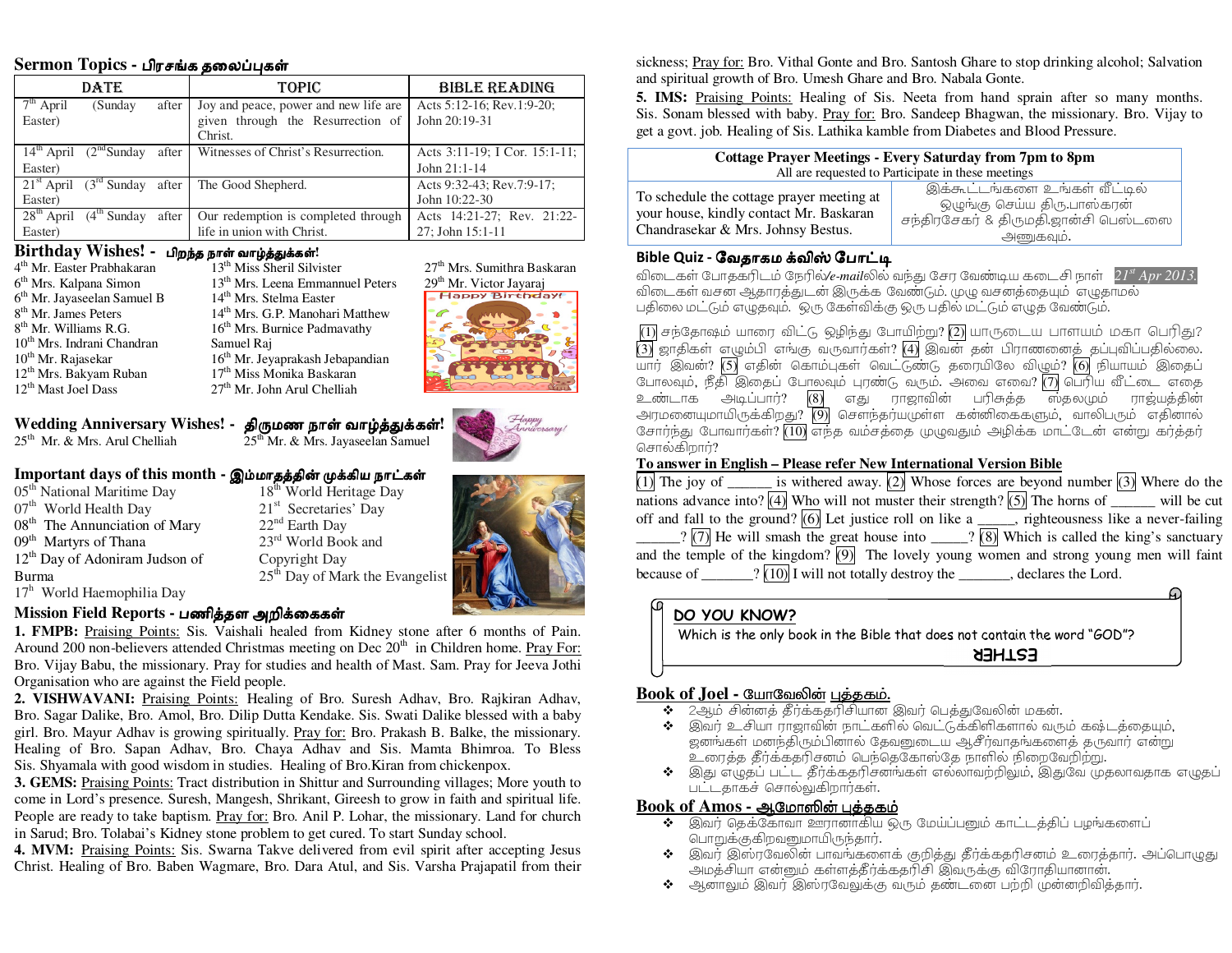## Sermon Topics - பிரசங்க தலைப்புகள்

| DATE | TOPIC | BIBLE READING |
|---|---|---|
| 7th April (Sunday after Easter) | Joy and peace, power and new life are given through the Resurrection of Christ. | Acts 5:12-16; Rev.1:9-20; John 20:19-31 |
| 14th April (2nd Sunday after Easter) | Witnesses of Christ's Resurrection. | Acts 3:11-19; I Cor. 15:1-11; John 21:1-14 |
| 21st April (3rd Sunday after Easter) | The Good Shepherd. | Acts 9:32-43; Rev.7:9-17; John 10:22-30 |
| 28th April (4th Sunday after Easter) | Our redemption is completed through life in union with Christ. | Acts 14:21-27; Rev. 21:22-27; John 15:1-11 |

## Birthday Wishes! - பிறந்த நாள் வாழ்த்துக்கள்!

4th Mr. Easter Prabhakaran
6th Mrs. Kalpana Simon
6th Mr. Jayaseelan Samuel B
8th Mr. James Peters
8th Mr. Williams R.G.
10th Mrs. Indrani Chandran
10th Mr. Rajasekar
12th Mrs. Bakyam Ruban
12th Mast Joel Dass
13th Miss Sheril Silvister
13th Mrs. Leena Emmannuel Peters
14th Mrs. Stelma Easter
14th Mrs. G.P. Manohari Matthew
16th Mrs. Burnice Padmavathy Samuel Raj
16th Mr. Jeyaprakash Jebapandian
17th Miss Monika Baskaran
27th Mr. John Arul Chelliah
27th Mrs. Sumithra Baskaran
29th Mr. Victor Jayaraj

## Wedding Anniversary Wishes! - திருமண நாள் வாழ்த்துக்கள்!

25th Mr. & Mrs. Arul Chelliah
25th Mr. & Mrs. Jayaseelan Samuel

## Important days of this month - இம்மாதத்தின் முக்கிய நாட்கள்

05th National Maritime Day
07th World Health Day
08th The Annunciation of Mary
09th Martyrs of Thana
12th Day of Adoniram Judson of Burma
17th World Haemophilia Day
18th World Heritage Day
21st Secretaries' Day
22nd Earth Day
23rd World Book and Copyright Day
25th Day of Mark the Evangelist

## Mission Field Reports - பணித்தள அறிக்கைகள்

**1. FMPB:** Praising Points: Sis. Vaishali healed from Kidney stone after 6 months of Pain. Around 200 non-believers attended Christmas meeting on Dec 20th in Children home. Pray For: Bro. Vijay Babu, the missionary. Pray for studies and health of Mast. Sam. Pray for Jeeva Jothi Organisation who are against the Field people.

**2. VISHWAVANI:** Praising Points: Healing of Bro. Suresh Adhav, Bro. Rajkiran Adhav, Bro. Sagar Dalike, Bro. Amol, Bro. Dilip Dutta Kendake. Sis. Swati Dalike blessed with a baby girl. Bro. Mayur Adhav is growing spiritually. Pray for: Bro. Prakash B. Balke, the missionary. Healing of Bro. Sapan Adhav, Bro. Chaya Adhav and Sis. Mamta Bhimroa. To Bless Sis. Shyamala with good wisdom in studies. Healing of Bro.Kiran from chickenpox.

**3. GEMS:** Praising Points: Tract distribution in Shittur and Surrounding villages; More youth to come in Lord's presence. Suresh, Mangesh, Shrikant, Gireesh to grow in faith and spiritual life. People are ready to take baptism. Pray for: Bro. Anil P. Lohar, the missionary. Land for church in Sarud; Bro. Tolabai's Kidney stone problem to get cured. To start Sunday school.

**4. MVM:** Praising Points: Sis. Swarna Takve delivered from evil spirit after accepting Jesus Christ. Healing of Bro. Baben Wagmare, Bro. Dara Atul, and Sis. Varsha Prajapatil from their sickness; Pray for: Bro. Vithal Gonte and Bro. Santosh Ghare to stop drinking alcohol; Salvation and spiritual growth of Bro. Umesh Ghare and Bro. Nabala Gonte.

**5. IMS:** Praising Points: Healing of Sis. Neeta from hand sprain after so many months. Sis. Sonam blessed with baby. Pray for: Bro. Sandeep Bhagwan, the missionary. Bro. Vijay to get a govt. job. Healing of Sis. Lathika kamble from Diabetes and Blood Pressure.

| Cottage Prayer Meetings - Every Saturday from 7pm to 8pm<br>All are requested to Participate in these meetings | |
|---|---|
| To schedule the cottage prayer meeting at your house, kindly contact Mr. Baskaran Chandrasekar & Mrs. Johnsy Bestus. | இக்கூட்டங்களை உங்கள் வீட்டில் ஒழுங்கு செய்ய திரு.பாஸ்கரன் சந்திரசேகர் & திருமதி.ஜான்சி பெஸ்டஸை அணுகவும். |

## Bible Quiz - வேதாகம க்விஸ் போட்டி

விடைகள் போதகரிடம் நேரில்/e-mailலில் வந்து சேர வேண்டிய கடைசி நாள் *21st Apr 2013.* விடைகள் வசன ஆதாரத்துடன் இருக்க வேண்டும். முழு வசனத்தையும் எழுதாமல் பதிலை மட்டும் எழுதவும். ஒரு கேள்விக்கு ஒரு பதில் மட்டும் எழுத வேண்டும்.

(1) சந்தோஷம் யாரை விட்டு ஒழிந்து போயிற்று? (2) யாருடைய பாளயம் மகா பெரிது? (3) ஜாதிகள் எழும்பி எங்கு வருவார்கள்? (4) இவன் தன் பிராணனைத் தப்புவிப்பதில்லை. யார் இவன்? (5) எதின் கொம்புகள் வெட்டுண்டு தரையிலே விழும்? (6) நியாயம் இதைப் போலவும், நீதி இதைப் போலவும் புரண்டு வரும். அவை எவை? (7) பெரிய வீட்டை எதை உண்டாக அடிப்பார்? (8) எது ராஜாவின் பரிசுத்த ஸ்தலமும் ராஜ்யத்தின் அரமனையுமாயிருக்கிறது? (9) சௌந்தர்யமுள்ள கன்னிகைகளும், வாலிபரும் எதினால் சோர்ந்து போவார்கள்? (10) எந்த வம்சத்தை முழுவதும் அழிக்க மாட்டேன் என்று கர்த்தர் சொல்கிறார்?

**To answer in English – Please refer New International Version Bible**

(1) The joy of ______ is withered away. (2) Whose forces are beyond number (3) Where do the nations advance into? (4) Who will not muster their strength? (5) The horns of ______ will be cut off and fall to the ground? (6) Let justice roll on like a _____, righteousness like a never-failing ______? (7) He will smash the great house into _____? (8) Which is called the king's sanctuary and the temple of the kingdom? (9) The lovely young women and strong young men will faint because of _______? (10) I will not totally destroy the _______, declares the Lord.

**DO YOU KNOW?**

Which is the only book in the Bible that does not contain the word "GOD"?

ESTHER

## Book of Joel - யோவேலின் புத்தகம்.

- 2ஆம் சின்னத் தீர்க்கதரிசியான இவர் பெத்துவேலின் மகன்.
- இவர் உசியா ராஜாவின் நாட்களில் வெட்டுக்கிளிகளால் வரும் கஷ்டத்தையும், ஜனங்கள் மனந்திரும்பினால் தேவனுடைய ஆசீர்வாதங்களைத் தருவார் என்று உரைத்த தீர்க்கதரிசனம் பெந்தெகோஸ்தே நாளில் நிறைவேறிற்று.
- இது எழுதப் பட்ட தீர்க்கதரிசனங்கள் எல்லாவற்றிலும், இதுவே முதலாவதாக எழுதப் பட்டதாகச் சொல்லுகிறார்கள்.

## Book of Amos - ஆமோஸின் புத்தகம்

- இவர் தெக்கோவா ஊரானாகிய ஒரு மேய்ப்பனும் காட்டத்திப் பழங்களைப் பொறுக்குகிறவனுமாயிருந்தார்.
- இவர் இஸ்ரவேலின் பாவங்களைக் குறித்து தீர்க்கதரிசனம் உரைத்தார். அப்பொழுது அமத்சியா என்னும் கள்ளத்தீர்க்கதரிசி இவருக்கு விரோதியானான்.
- ஆனாலும் இவர் இஸ்ரவேலுக்கு வரும் தண்டனை பற்றி முன்னறிவித்தார்.